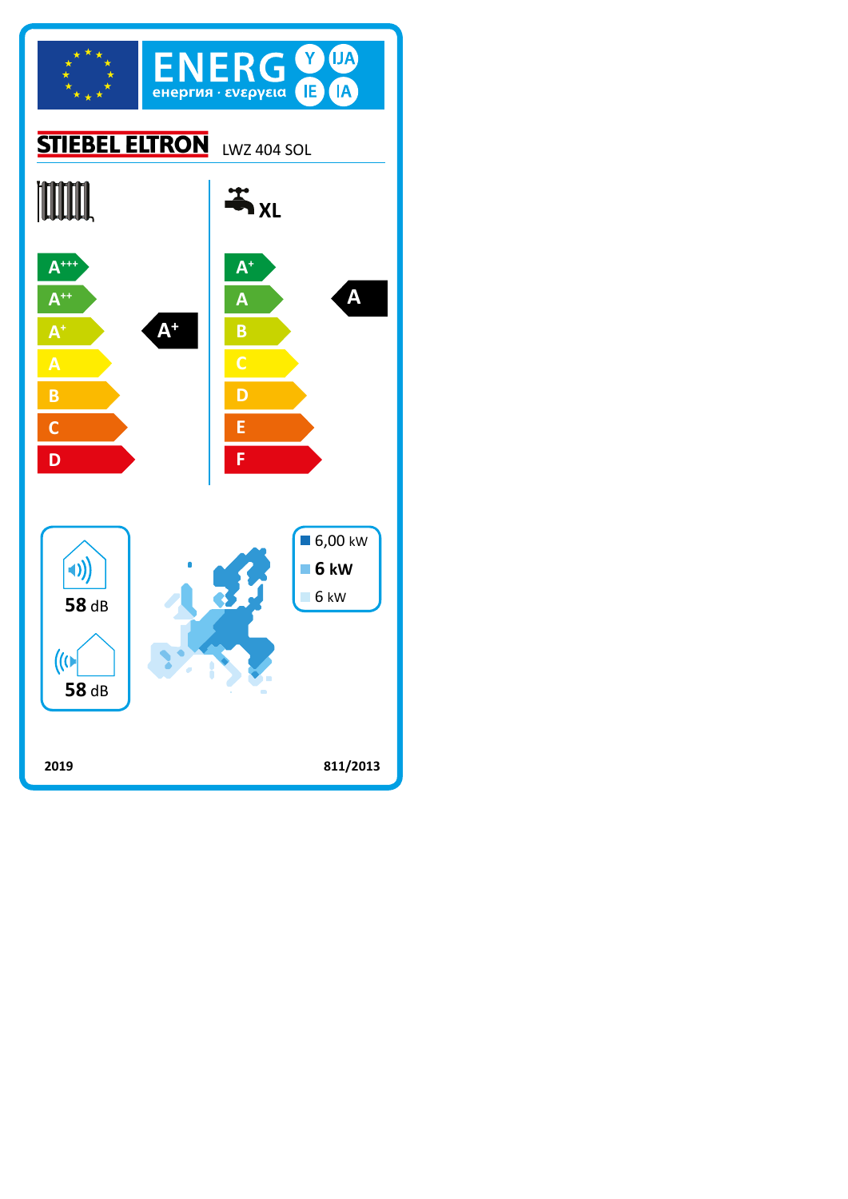# ENERG Y IJA IE IA

енергия · ενεργεια

**STIEBEL ELTRON** LWZ 404 SOL

| Space heating | Water heating XL |
| --- | --- |
| A+++ | A+ |
| A++ | A |
| A+ | B |
| A | C |
| B | D |
| C | E |
| D | F |

Space heating class: **A+**

Water heating class (XL): **A**

58 dB

58 dB

- 6,00 kW
- **6 kW**
- 6 kW

2019

811/2013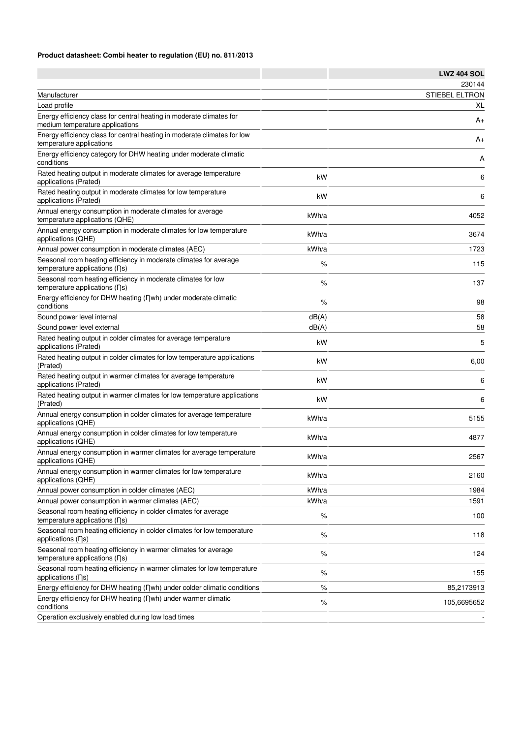**Product datasheet: Combi heater to regulation (EU) no. 811/2013**

| | | LWZ 404 SOL |
|---|---|---|
| | | 230144 |
| Manufacturer | | STIEBEL ELTRON |
| Load profile | | XL |
| Energy efficiency class for central heating in moderate climates for medium temperature applications | | A+ |
| Energy efficiency class for central heating in moderate climates for low temperature applications | | A+ |
| Energy efficiency category for DHW heating under moderate climatic conditions | | A |
| Rated heating output in moderate climates for average temperature applications (Prated) | kW | 6 |
| Rated heating output in moderate climates for low temperature applications (Prated) | kW | 6 |
| Annual energy consumption in moderate climates for average temperature applications (QHE) | kWh/a | 4052 |
| Annual energy consumption in moderate climates for low temperature applications (QHE) | kWh/a | 3674 |
| Annual power consumption in moderate climates (AEC) | kWh/a | 1723 |
| Seasonal room heating efficiency in moderate climates for average temperature applications (Ƞs) | % | 115 |
| Seasonal room heating efficiency in moderate climates for low temperature applications (Ƞs) | % | 137 |
| Energy efficiency for DHW heating (Ƞwh) under moderate climatic conditions | % | 98 |
| Sound power level internal | dB(A) | 58 |
| Sound power level external | dB(A) | 58 |
| Rated heating output in colder climates for average temperature applications (Prated) | kW | 5 |
| Rated heating output in colder climates for low temperature applications (Prated) | kW | 6,00 |
| Rated heating output in warmer climates for average temperature applications (Prated) | kW | 6 |
| Rated heating output in warmer climates for low temperature applications (Prated) | kW | 6 |
| Annual energy consumption in colder climates for average temperature applications (QHE) | kWh/a | 5155 |
| Annual energy consumption in colder climates for low temperature applications (QHE) | kWh/a | 4877 |
| Annual energy consumption in warmer climates for average temperature applications (QHE) | kWh/a | 2567 |
| Annual energy consumption in warmer climates for low temperature applications (QHE) | kWh/a | 2160 |
| Annual power consumption in colder climates (AEC) | kWh/a | 1984 |
| Annual power consumption in warmer climates (AEC) | kWh/a | 1591 |
| Seasonal room heating efficiency in colder climates for average temperature applications (Ƞs) | % | 100 |
| Seasonal room heating efficiency in colder climates for low temperature applications (Ƞs) | % | 118 |
| Seasonal room heating efficiency in warmer climates for average temperature applications (Ƞs) | % | 124 |
| Seasonal room heating efficiency in warmer climates for low temperature applications (Ƞs) | % | 155 |
| Energy efficiency for DHW heating (Ƞwh) under colder climatic conditions | % | 85,2173913 |
| Energy efficiency for DHW heating (Ƞwh) under warmer climatic conditions | % | 105,6695652 |
| Operation exclusively enabled during low load times | | - |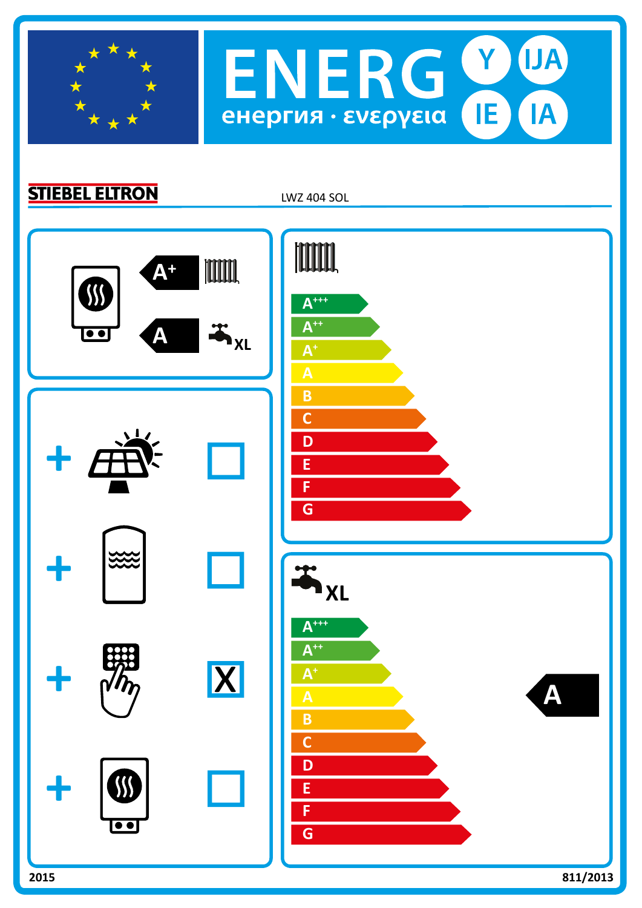# ENERGY · ENERGIJA · ENERGIE · ENERGIA

енергия · ενεργεια

**STIEBEL ELTRON** LWZ 404 SOL

| Function | Class |
|---|---|
| Space heating | A+ |
| Water heating XL | A |

| Package component | Included |
|---|---|
| + Solar collector | ☐ |
| + Hot water storage tank | ☐ |
| + Temperature control | X |
| + Supplementary heater | ☐ |

**Space heating:** A+++, A++, A+, A, B, C, D, E, F, G

**Water heating XL:** A+++, A++, A+, A, B, C, D, E, F, G — **A**

2015

811/2013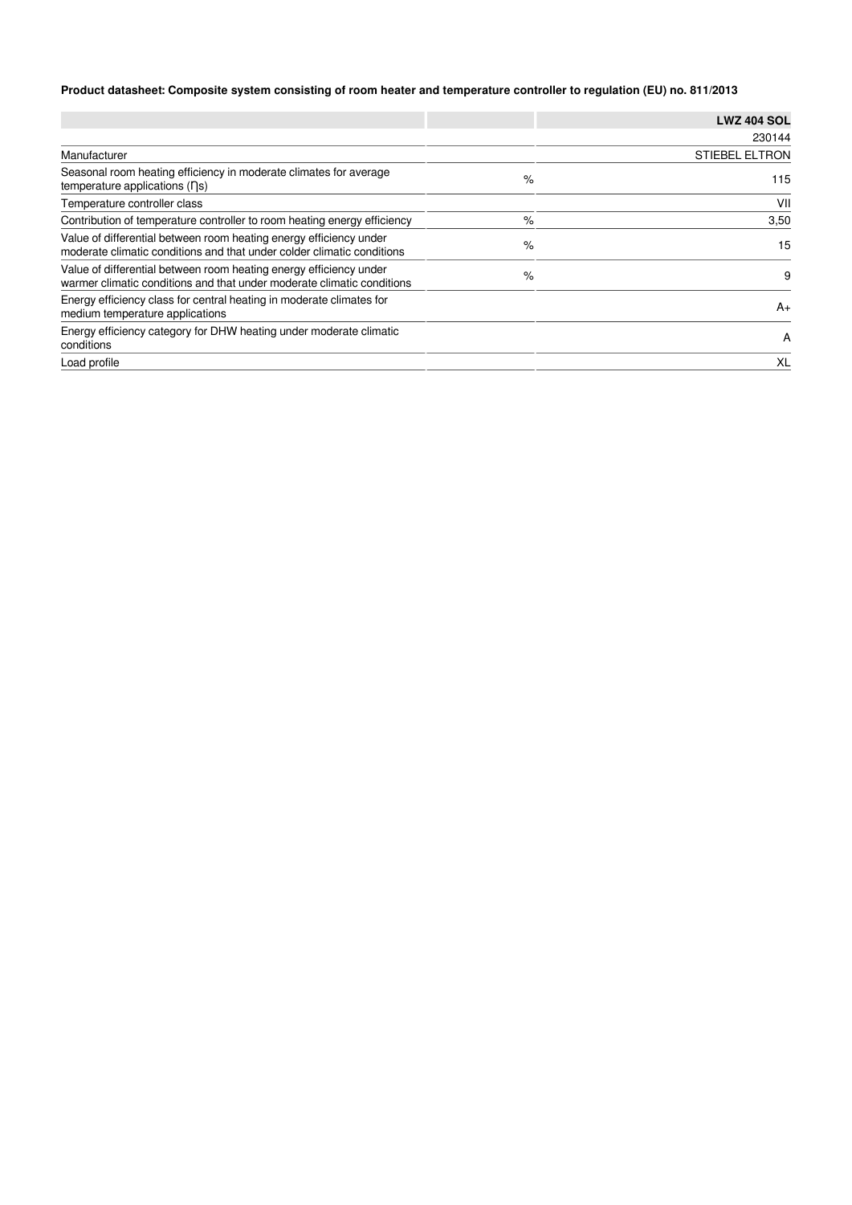**Product datasheet: Composite system consisting of room heater and temperature controller to regulation (EU) no. 811/2013**

| | | LWZ 404 SOL |
|---|---|---|
| | | 230144 |
| Manufacturer | | STIEBEL ELTRON |
| Seasonal room heating efficiency in moderate climates for average temperature applications (Ƞs) | % | 115 |
| Temperature controller class | | VII |
| Contribution of temperature controller to room heating energy efficiency | % | 3,50 |
| Value of differential between room heating energy efficiency under moderate climatic conditions and that under colder climatic conditions | % | 15 |
| Value of differential between room heating energy efficiency under warmer climatic conditions and that under moderate climatic conditions | % | 9 |
| Energy efficiency class for central heating in moderate climates for medium temperature applications | | A+ |
| Energy efficiency category for DHW heating under moderate climatic conditions | | A |
| Load profile | | XL |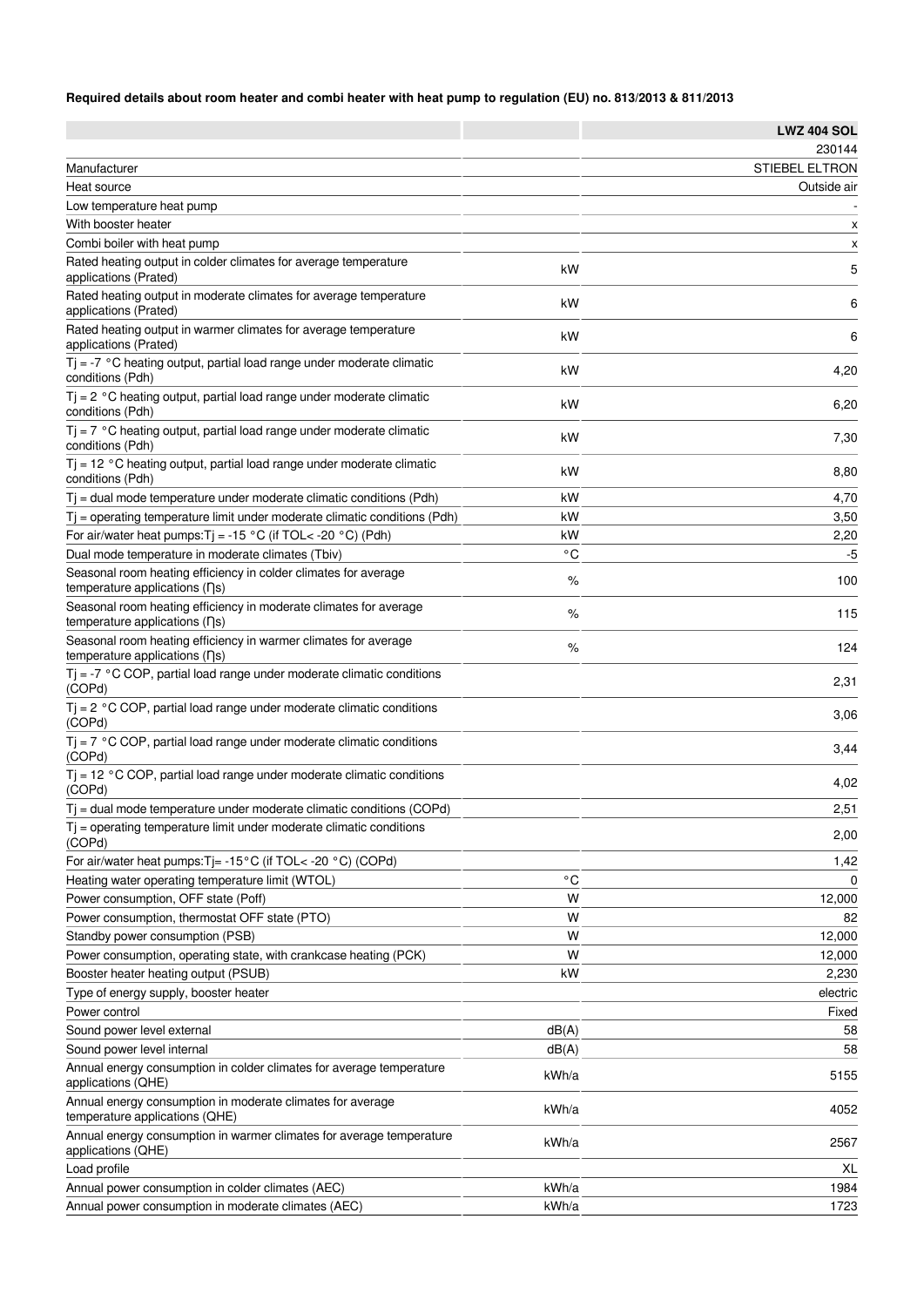**Required details about room heater and combi heater with heat pump to regulation (EU) no. 813/2013 & 811/2013**

| | | LWZ 404 SOL |
|---|---|---|
| | | 230144 |
| Manufacturer | | STIEBEL ELTRON |
| Heat source | | Outside air |
| Low temperature heat pump | | - |
| With booster heater | | x |
| Combi boiler with heat pump | | x |
| Rated heating output in colder climates for average temperature applications (Prated) | kW | 5 |
| Rated heating output in moderate climates for average temperature applications (Prated) | kW | 6 |
| Rated heating output in warmer climates for average temperature applications (Prated) | kW | 6 |
| Tj = -7 °C heating output, partial load range under moderate climatic conditions (Pdh) | kW | 4,20 |
| Tj = 2 °C heating output, partial load range under moderate climatic conditions (Pdh) | kW | 6,20 |
| Tj = 7 °C heating output, partial load range under moderate climatic conditions (Pdh) | kW | 7,30 |
| Tj = 12 °C heating output, partial load range under moderate climatic conditions (Pdh) | kW | 8,80 |
| Tj = dual mode temperature under moderate climatic conditions (Pdh) | kW | 4,70 |
| Tj = operating temperature limit under moderate climatic conditions (Pdh) | kW | 3,50 |
| For air/water heat pumps:Tj = -15 °C (if TOL< -20 °C) (Pdh) | kW | 2,20 |
| Dual mode temperature in moderate climates (Tbiv) | °C | -5 |
| Seasonal room heating efficiency in colder climates for average temperature applications (ɳs) | % | 100 |
| Seasonal room heating efficiency in moderate climates for average temperature applications (ɳs) | % | 115 |
| Seasonal room heating efficiency in warmer climates for average temperature applications (ɳs) | % | 124 |
| Tj = -7 °C COP, partial load range under moderate climatic conditions (COPd) | | 2,31 |
| Tj = 2 °C COP, partial load range under moderate climatic conditions (COPd) | | 3,06 |
| Tj = 7 °C COP, partial load range under moderate climatic conditions (COPd) | | 3,44 |
| Tj = 12 °C COP, partial load range under moderate climatic conditions (COPd) | | 4,02 |
| Tj = dual mode temperature under moderate climatic conditions (COPd) | | 2,51 |
| Tj = operating temperature limit under moderate climatic conditions (COPd) | | 2,00 |
| For air/water heat pumps:Tj= -15°C (if TOL< -20 °C) (COPd) | | 1,42 |
| Heating water operating temperature limit (WTOL) | °C | 0 |
| Power consumption, OFF state (Poff) | W | 12,000 |
| Power consumption, thermostat OFF state (PTO) | W | 82 |
| Standby power consumption (PSB) | W | 12,000 |
| Power consumption, operating state, with crankcase heating (PCK) | W | 12,000 |
| Booster heater heating output (PSUB) | kW | 2,230 |
| Type of energy supply, booster heater | | electric |
| Power control | | Fixed |
| Sound power level external | dB(A) | 58 |
| Sound power level internal | dB(A) | 58 |
| Annual energy consumption in colder climates for average temperature applications (QHE) | kWh/a | 5155 |
| Annual energy consumption in moderate climates for average temperature applications (QHE) | kWh/a | 4052 |
| Annual energy consumption in warmer climates for average temperature applications (QHE) | kWh/a | 2567 |
| Load profile | | XL |
| Annual power consumption in colder climates (AEC) | kWh/a | 1984 |
| Annual power consumption in moderate climates (AEC) | kWh/a | 1723 |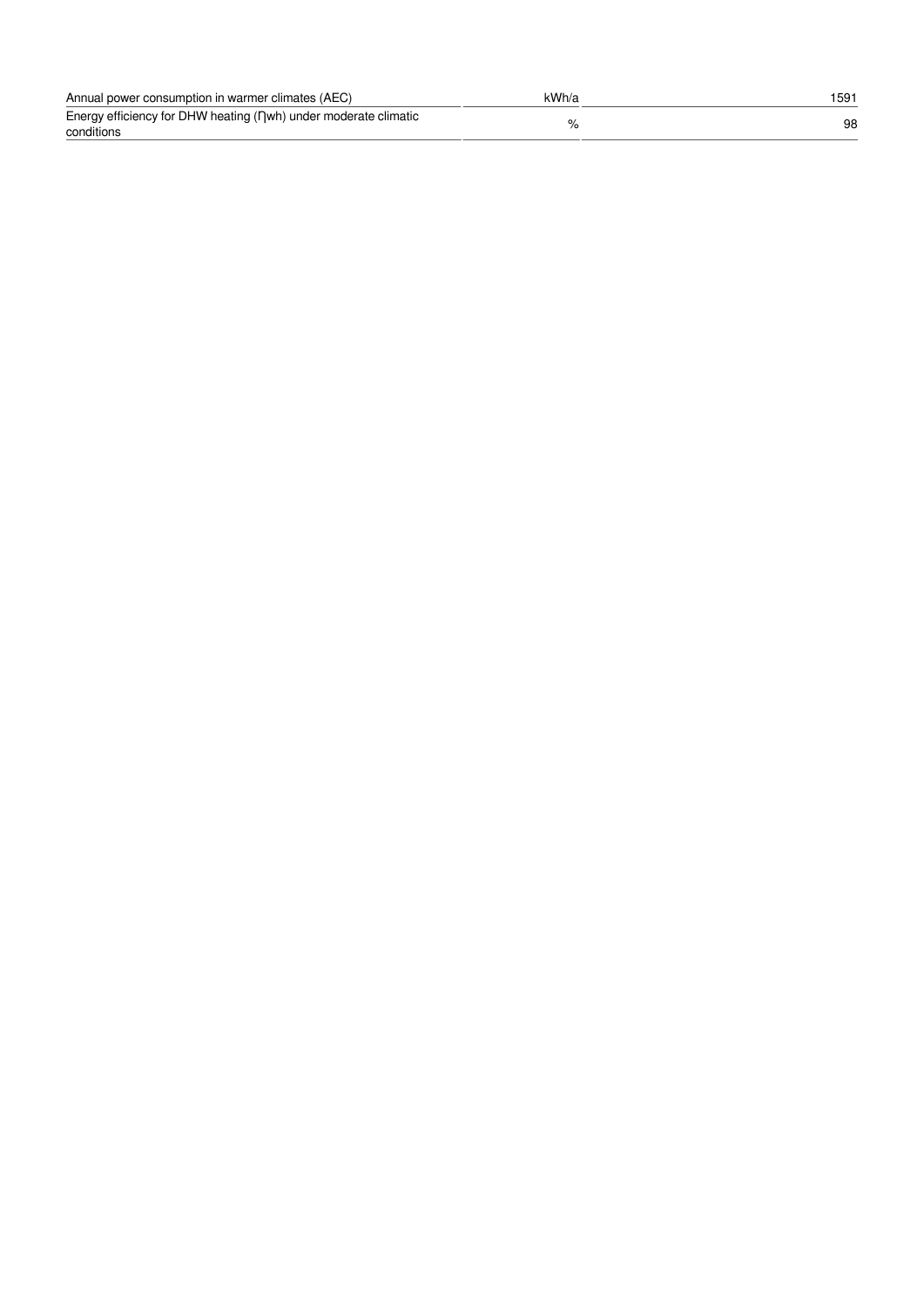| | | |
|---|---|---|
| Annual power consumption in warmer climates (AEC) | kWh/a | 1591 |
| Energy efficiency for DHW heating (Ƞwh) under moderate climatic conditions | % | 98 |